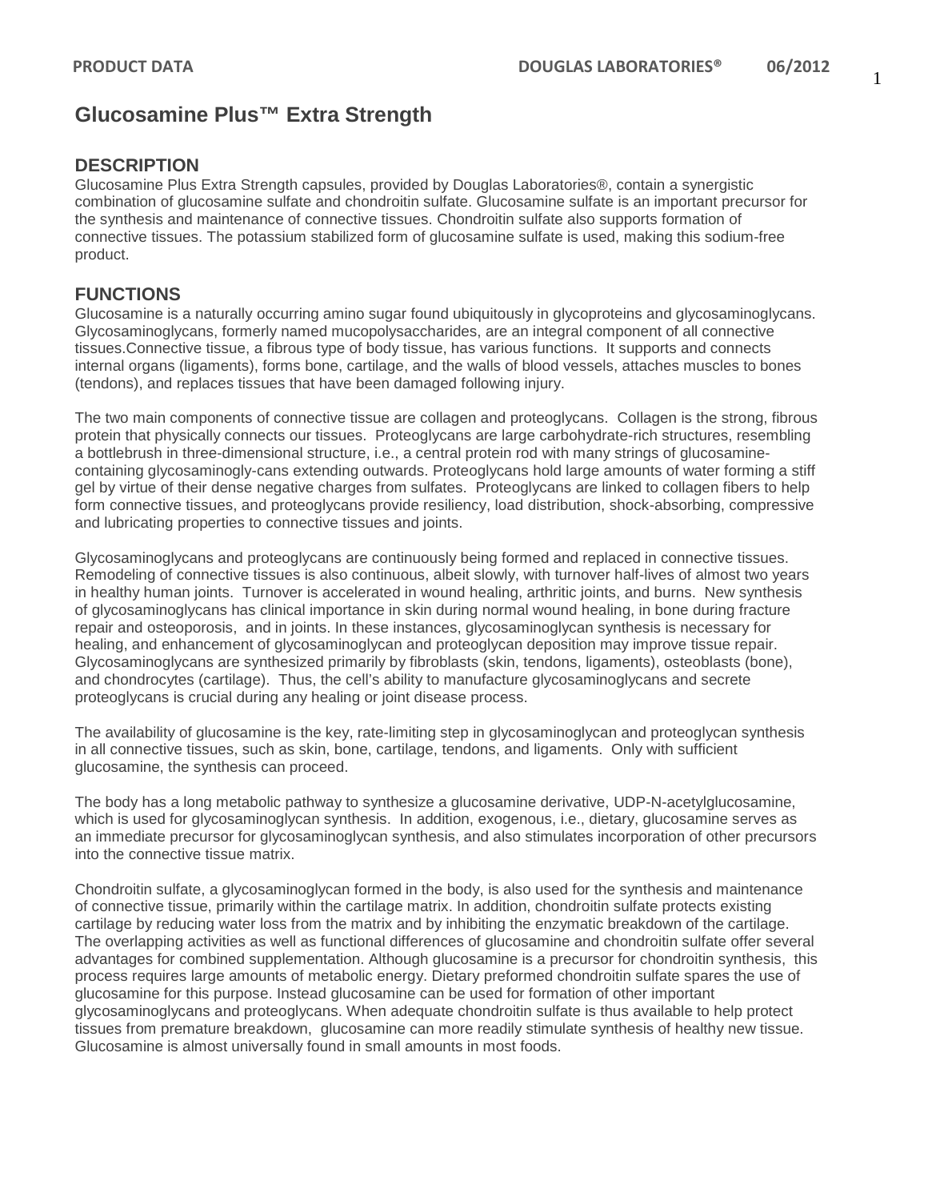# Glucosamine Plus™ Extra Strength

## DESCRIPTION

Glucosamine Plus Extra Strength capsules, provided by Douglas Laboratories®, contain a synergistic combination of glucosamine sulfate and chondroitin sulfate. Glucosamine sulfate is an important precursor for the synthesis and maintenance of connective tissues. Chondroitin sulfate also supports formation of connective tissues. The potassium stabilized form of glucosamine sulfate is used, making this sodium-free product.

## FUNCTIONS

Glucosamine is a naturally occurring amino sugar found ubiquitously in glycoproteins and glycosaminoglycans. Glycosaminoglycans, formerly named mucopolysaccharides, are an integral component of all connective tissues.Connective tissue, a fibrous type of body tissue, has various functions. It supports and connects internal organs (ligaments), forms bone, cartilage, and the walls of blood vessels, attaches muscles to bones (tendons), and replaces tissues that have been damaged following injury.

The two main components of connective tissue are collagen and proteoglycans. Collagen is the strong, fibrous protein that physically connects our tissues. Proteoglycans are large carbohydrate-rich structures, resembling a bottlebrush in three-dimensional structure, i.e., a central protein rod with many strings of glucosamine-containing glycosaminogly-cans extending outwards. Proteoglycans hold large amounts of water forming a stiff gel by virtue of their dense negative charges from sulfates. Proteoglycans are linked to collagen fibers to help form connective tissues, and proteoglycans provide resiliency, load distribution, shock-absorbing, compressive and lubricating properties to connective tissues and joints.

Glycosaminoglycans and proteoglycans are continuously being formed and replaced in connective tissues. Remodeling of connective tissues is also continuous, albeit slowly, with turnover half-lives of almost two years in healthy human joints. Turnover is accelerated in wound healing, arthritic joints, and burns. New synthesis of glycosaminoglycans has clinical importance in skin during normal wound healing, in bone during fracture repair and osteoporosis, and in joints. In these instances, glycosaminoglycan synthesis is necessary for healing, and enhancement of glycosaminoglycan and proteoglycan deposition may improve tissue repair. Glycosaminoglycans are synthesized primarily by fibroblasts (skin, tendons, ligaments), osteoblasts (bone), and chondrocytes (cartilage). Thus, the cell's ability to manufacture glycosaminoglycans and secrete proteoglycans is crucial during any healing or joint disease process.

The availability of glucosamine is the key, rate-limiting step in glycosaminoglycan and proteoglycan synthesis in all connective tissues, such as skin, bone, cartilage, tendons, and ligaments. Only with sufficient glucosamine, the synthesis can proceed.

The body has a long metabolic pathway to synthesize a glucosamine derivative, UDP-N-acetylglucosamine, which is used for glycosaminoglycan synthesis. In addition, exogenous, i.e., dietary, glucosamine serves as an immediate precursor for glycosaminoglycan synthesis, and also stimulates incorporation of other precursors into the connective tissue matrix.

Chondroitin sulfate, a glycosaminoglycan formed in the body, is also used for the synthesis and maintenance of connective tissue, primarily within the cartilage matrix. In addition, chondroitin sulfate protects existing cartilage by reducing water loss from the matrix and by inhibiting the enzymatic breakdown of the cartilage. The overlapping activities as well as functional differences of glucosamine and chondroitin sulfate offer several advantages for combined supplementation. Although glucosamine is a precursor for chondroitin synthesis, this process requires large amounts of metabolic energy. Dietary preformed chondroitin sulfate spares the use of glucosamine for this purpose. Instead glucosamine can be used for formation of other important glycosaminoglycans and proteoglycans. When adequate chondroitin sulfate is thus available to help protect tissues from premature breakdown, glucosamine can more readily stimulate synthesis of healthy new tissue. Glucosamine is almost universally found in small amounts in most foods.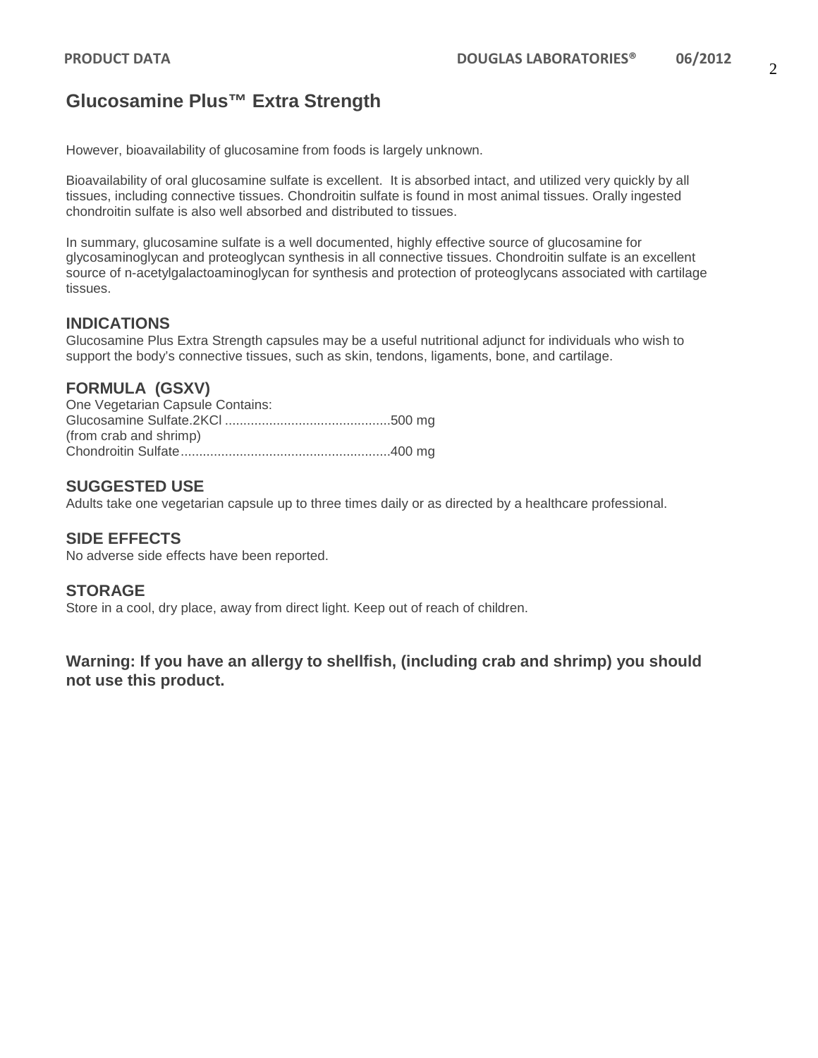# Glucosamine Plus™ Extra Strength

However, bioavailability of glucosamine from foods is largely unknown.

Bioavailability of oral glucosamine sulfate is excellent. It is absorbed intact, and utilized very quickly by all tissues, including connective tissues. Chondroitin sulfate is found in most animal tissues. Orally ingested chondroitin sulfate is also well absorbed and distributed to tissues.

In summary, glucosamine sulfate is a well documented, highly effective source of glucosamine for glycosaminoglycan and proteoglycan synthesis in all connective tissues. Chondroitin sulfate is an excellent source of n-acetylgalactoaminoglycan for synthesis and protection of proteoglycans associated with cartilage tissues.

## INDICATIONS

Glucosamine Plus Extra Strength capsules may be a useful nutritional adjunct for individuals who wish to support the body's connective tissues, such as skin, tendons, ligaments, bone, and cartilage.

## FORMULA (GSXV)

One Vegetarian Capsule Contains:
Glucosamine Sulfate.2KCl ............................................500 mg
(from crab and shrimp)
Chondroitin Sulfate.........................................................400 mg

## SUGGESTED USE

Adults take one vegetarian capsule up to three times daily or as directed by a healthcare professional.

## SIDE EFFECTS

No adverse side effects have been reported.

## STORAGE

Store in a cool, dry place, away from direct light. Keep out of reach of children.

**Warning: If you have an allergy to shellfish, (including crab and shrimp) you should not use this product.**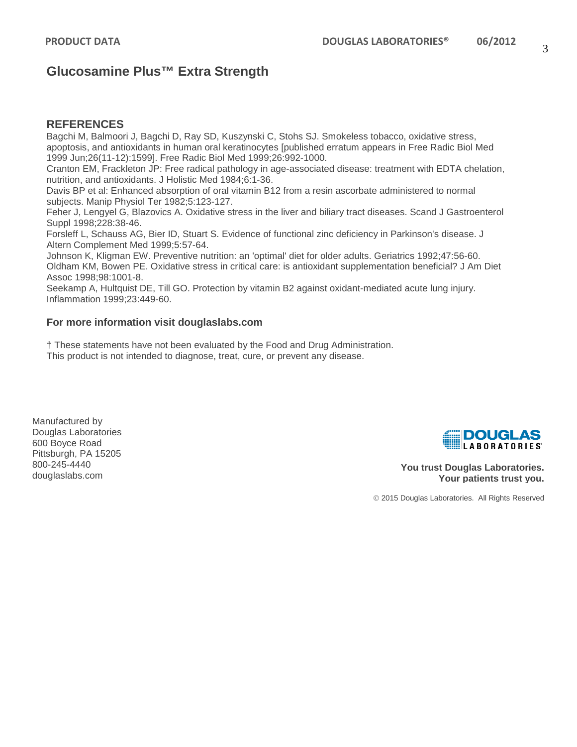# Glucosamine Plus™ Extra Strength

## REFERENCES

Bagchi M, Balmoori J, Bagchi D, Ray SD, Kuszynski C, Stohs SJ. Smokeless tobacco, oxidative stress, apoptosis, and antioxidants in human oral keratinocytes [published erratum appears in Free Radic Biol Med 1999 Jun;26(11-12):1599]. Free Radic Biol Med 1999;26:992-1000.

Cranton EM, Frackleton JP: Free radical pathology in age-associated disease: treatment with EDTA chelation, nutrition, and antioxidants. J Holistic Med 1984;6:1-36.

Davis BP et al: Enhanced absorption of oral vitamin B12 from a resin ascorbate administered to normal subjects. Manip Physiol Ter 1982;5:123-127.

Feher J, Lengyel G, Blazovics A. Oxidative stress in the liver and biliary tract diseases. Scand J Gastroenterol Suppl 1998;228:38-46.

Forsleff L, Schauss AG, Bier ID, Stuart S. Evidence of functional zinc deficiency in Parkinson's disease. J Altern Complement Med 1999;5:57-64.

Johnson K, Kligman EW. Preventive nutrition: an 'optimal' diet for older adults. Geriatrics 1992;47:56-60.

Oldham KM, Bowen PE. Oxidative stress in critical care: is antioxidant supplementation beneficial? J Am Diet Assoc 1998;98:1001-8.

Seekamp A, Hultquist DE, Till GO. Protection by vitamin B2 against oxidant-mediated acute lung injury. Inflammation 1999;23:449-60.

**For more information visit douglaslabs.com**

† These statements have not been evaluated by the Food and Drug Administration.
This product is not intended to diagnose, treat, cure, or prevent any disease.

Manufactured by
Douglas Laboratories
600 Boyce Road
Pittsburgh, PA 15205
800-245-4440
douglaslabs.com

DOUGLAS LABORATORIES®

**You trust Douglas Laboratories.**
**Your patients trust you.**

© 2015 Douglas Laboratories. All Rights Reserved